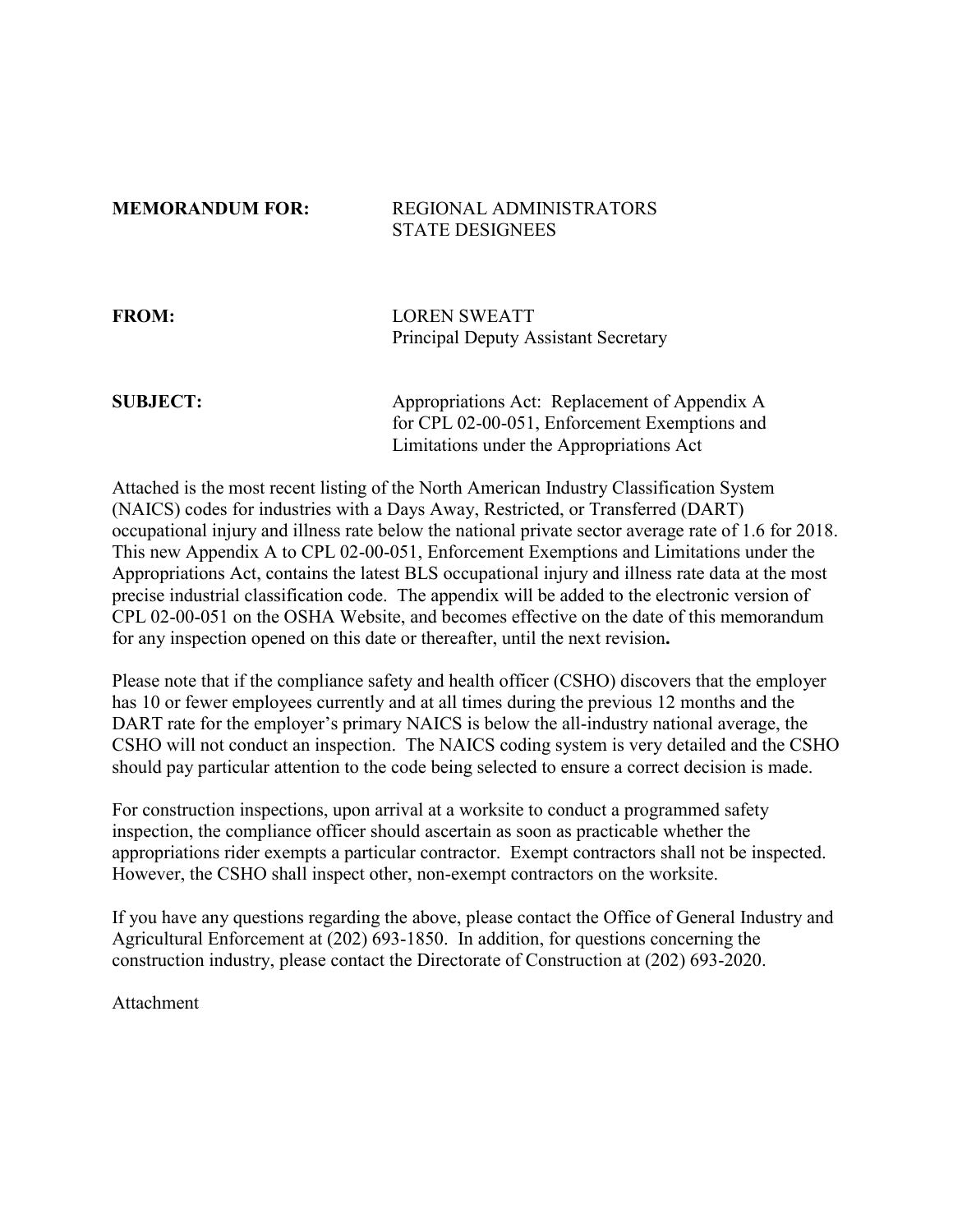**MEMORANDUM FOR:** REGIONAL ADMINISTRATORS
STATE DESIGNEES

**FROM:** LOREN SWEATT
Principal Deputy Assistant Secretary

**SUBJECT:** Appropriations Act: Replacement of Appendix A for CPL 02-00-051, Enforcement Exemptions and Limitations under the Appropriations Act

Attached is the most recent listing of the North American Industry Classification System (NAICS) codes for industries with a Days Away, Restricted, or Transferred (DART) occupational injury and illness rate below the national private sector average rate of 1.6 for 2018. This new Appendix A to CPL 02-00-051, Enforcement Exemptions and Limitations under the Appropriations Act, contains the latest BLS occupational injury and illness rate data at the most precise industrial classification code. The appendix will be added to the electronic version of CPL 02-00-051 on the OSHA Website, and becomes effective on the date of this memorandum for any inspection opened on this date or thereafter, until the next revision**.**

Please note that if the compliance safety and health officer (CSHO) discovers that the employer has 10 or fewer employees currently and at all times during the previous 12 months and the DART rate for the employer's primary NAICS is below the all-industry national average, the CSHO will not conduct an inspection. The NAICS coding system is very detailed and the CSHO should pay particular attention to the code being selected to ensure a correct decision is made.

For construction inspections, upon arrival at a worksite to conduct a programmed safety inspection, the compliance officer should ascertain as soon as practicable whether the appropriations rider exempts a particular contractor. Exempt contractors shall not be inspected. However, the CSHO shall inspect other, non-exempt contractors on the worksite.

If you have any questions regarding the above, please contact the Office of General Industry and Agricultural Enforcement at (202) 693-1850. In addition, for questions concerning the construction industry, please contact the Directorate of Construction at (202) 693-2020.

Attachment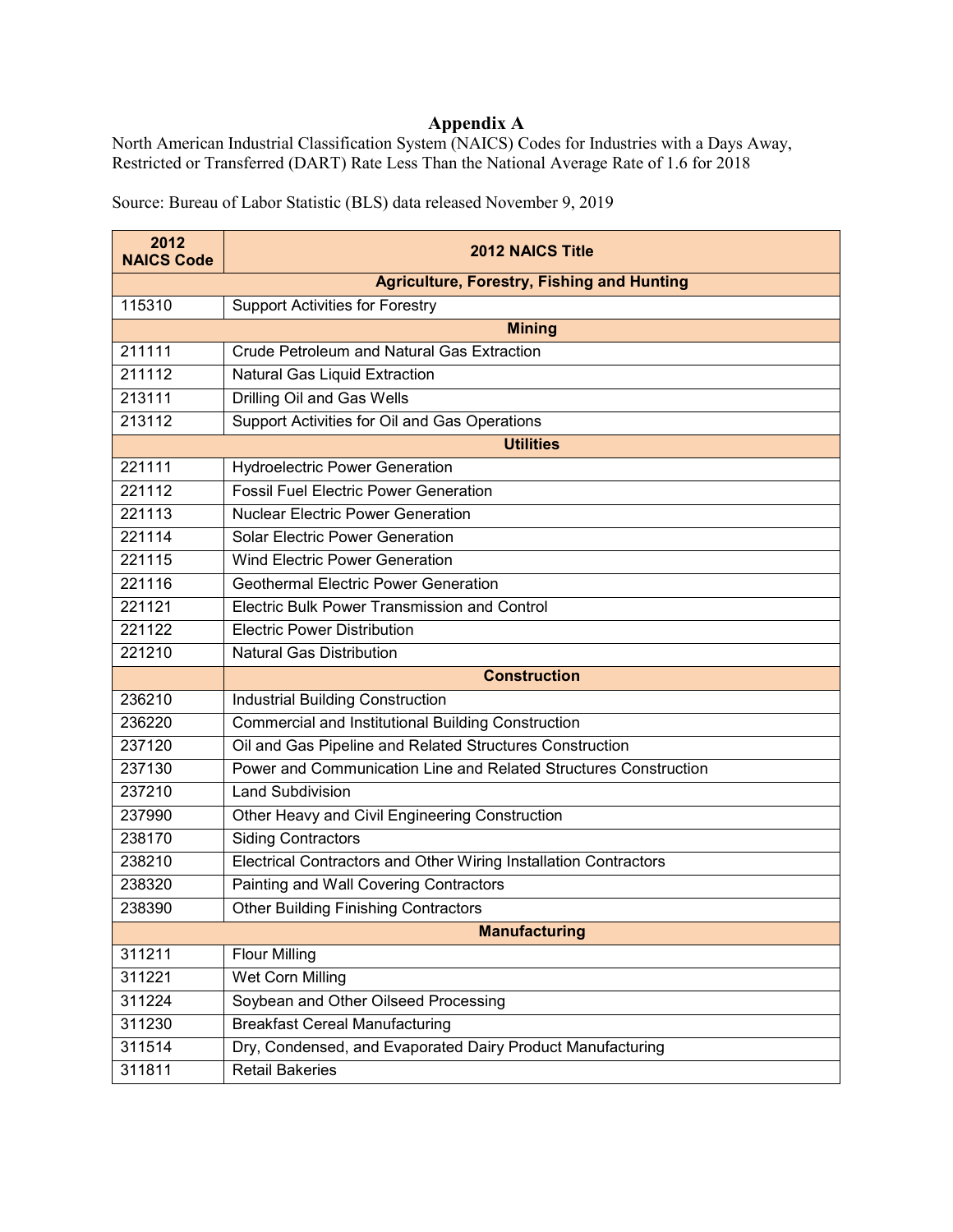## Appendix A

North American Industrial Classification System (NAICS) Codes for Industries with a Days Away, Restricted or Transferred (DART) Rate Less Than the National Average Rate of 1.6 for 2018

Source: Bureau of Labor Statistic (BLS) data released November 9, 2019

| 2012 NAICS Code | 2012 NAICS Title |
|---|---|
| | **Agriculture, Forestry, Fishing and Hunting** |
| 115310 | Support Activities for Forestry |
| | **Mining** |
| 211111 | Crude Petroleum and Natural Gas Extraction |
| 211112 | Natural Gas Liquid Extraction |
| 213111 | Drilling Oil and Gas Wells |
| 213112 | Support Activities for Oil and Gas Operations |
| | **Utilities** |
| 221111 | Hydroelectric Power Generation |
| 221112 | Fossil Fuel Electric Power Generation |
| 221113 | Nuclear Electric Power Generation |
| 221114 | Solar Electric Power Generation |
| 221115 | Wind Electric Power Generation |
| 221116 | Geothermal Electric Power Generation |
| 221121 | Electric Bulk Power Transmission and Control |
| 221122 | Electric Power Distribution |
| 221210 | Natural Gas Distribution |
| | **Construction** |
| 236210 | Industrial Building Construction |
| 236220 | Commercial and Institutional Building Construction |
| 237120 | Oil and Gas Pipeline and Related Structures Construction |
| 237130 | Power and Communication Line and Related Structures Construction |
| 237210 | Land Subdivision |
| 237990 | Other Heavy and Civil Engineering Construction |
| 238170 | Siding Contractors |
| 238210 | Electrical Contractors and Other Wiring Installation Contractors |
| 238320 | Painting and Wall Covering Contractors |
| 238390 | Other Building Finishing Contractors |
| | **Manufacturing** |
| 311211 | Flour Milling |
| 311221 | Wet Corn Milling |
| 311224 | Soybean and Other Oilseed Processing |
| 311230 | Breakfast Cereal Manufacturing |
| 311514 | Dry, Condensed, and Evaporated Dairy Product Manufacturing |
| 311811 | Retail Bakeries |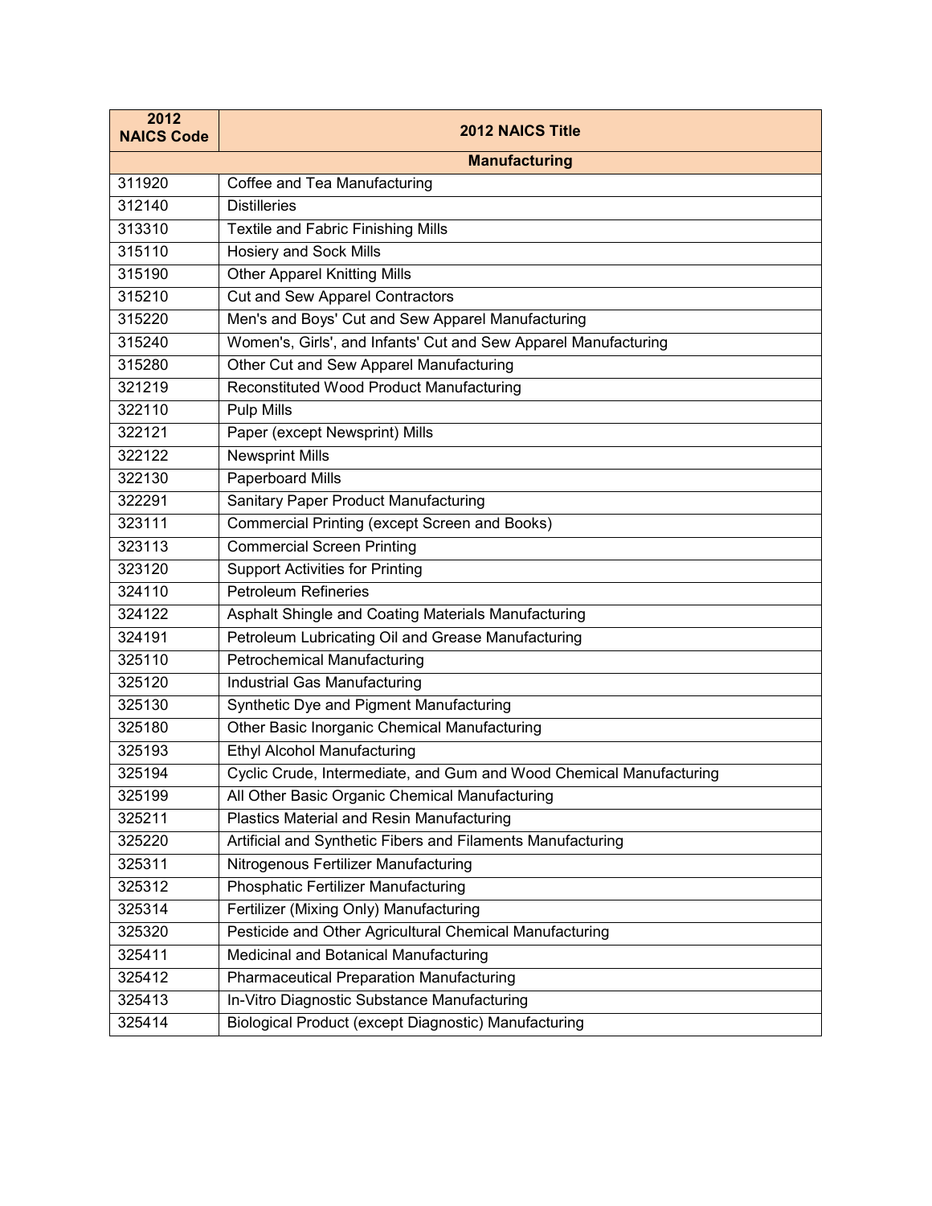| 2012 NAICS Code | 2012 NAICS Title |
|---|---|
| | **Manufacturing** |
| 311920 | Coffee and Tea Manufacturing |
| 312140 | Distilleries |
| 313310 | Textile and Fabric Finishing Mills |
| 315110 | Hosiery and Sock Mills |
| 315190 | Other Apparel Knitting Mills |
| 315210 | Cut and Sew Apparel Contractors |
| 315220 | Men's and Boys' Cut and Sew Apparel Manufacturing |
| 315240 | Women's, Girls', and Infants' Cut and Sew Apparel Manufacturing |
| 315280 | Other Cut and Sew Apparel Manufacturing |
| 321219 | Reconstituted Wood Product Manufacturing |
| 322110 | Pulp Mills |
| 322121 | Paper (except Newsprint) Mills |
| 322122 | Newsprint Mills |
| 322130 | Paperboard Mills |
| 322291 | Sanitary Paper Product Manufacturing |
| 323111 | Commercial Printing (except Screen and Books) |
| 323113 | Commercial Screen Printing |
| 323120 | Support Activities for Printing |
| 324110 | Petroleum Refineries |
| 324122 | Asphalt Shingle and Coating Materials Manufacturing |
| 324191 | Petroleum Lubricating Oil and Grease Manufacturing |
| 325110 | Petrochemical Manufacturing |
| 325120 | Industrial Gas Manufacturing |
| 325130 | Synthetic Dye and Pigment Manufacturing |
| 325180 | Other Basic Inorganic Chemical Manufacturing |
| 325193 | Ethyl Alcohol Manufacturing |
| 325194 | Cyclic Crude, Intermediate, and Gum and Wood Chemical Manufacturing |
| 325199 | All Other Basic Organic Chemical Manufacturing |
| 325211 | Plastics Material and Resin Manufacturing |
| 325220 | Artificial and Synthetic Fibers and Filaments Manufacturing |
| 325311 | Nitrogenous Fertilizer Manufacturing |
| 325312 | Phosphatic Fertilizer Manufacturing |
| 325314 | Fertilizer (Mixing Only) Manufacturing |
| 325320 | Pesticide and Other Agricultural Chemical Manufacturing |
| 325411 | Medicinal and Botanical Manufacturing |
| 325412 | Pharmaceutical Preparation Manufacturing |
| 325413 | In-Vitro Diagnostic Substance Manufacturing |
| 325414 | Biological Product (except Diagnostic) Manufacturing |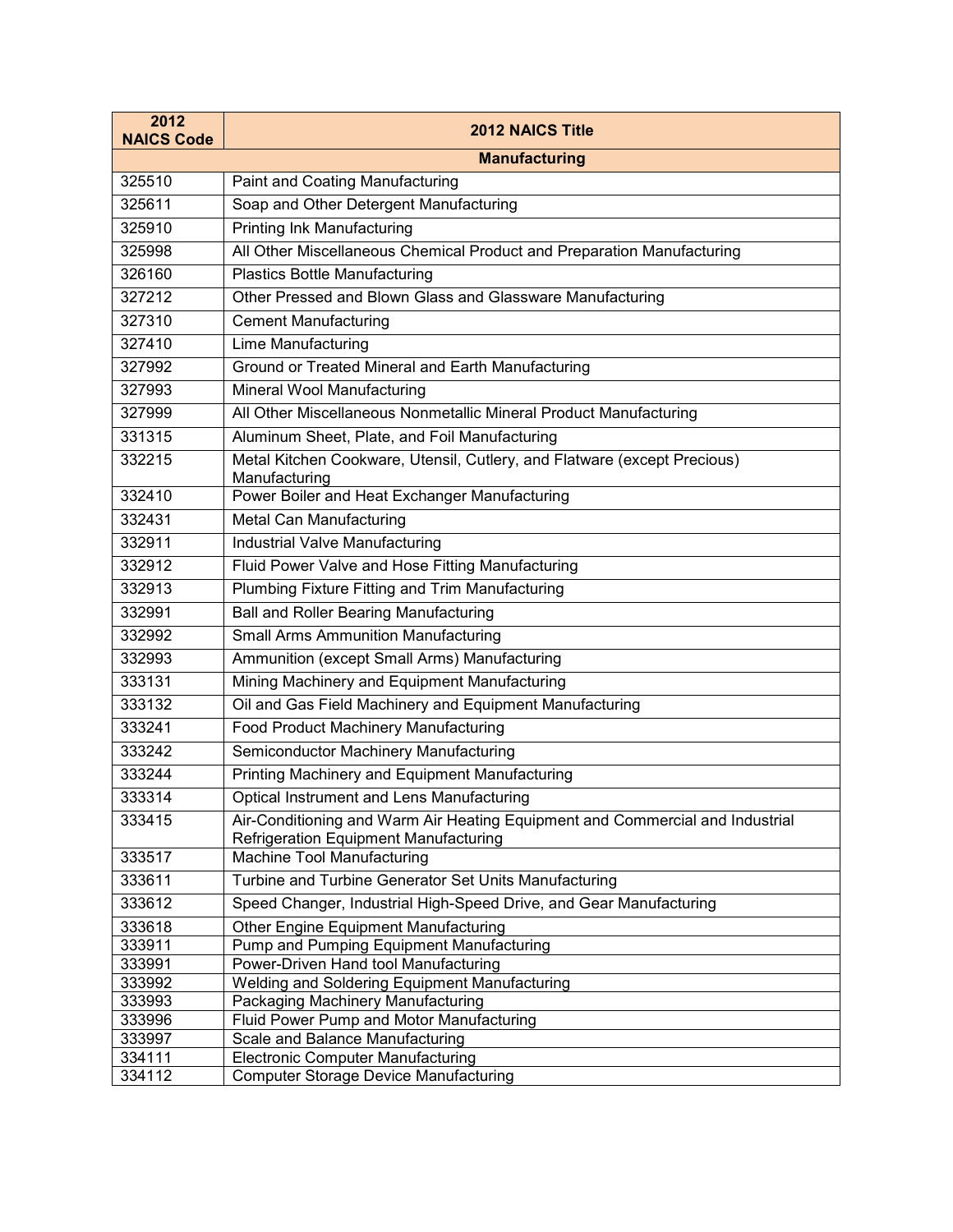| 2012 NAICS Code | 2012 NAICS Title |
| --- | --- |
| | **Manufacturing** |
| 325510 | Paint and Coating Manufacturing |
| 325611 | Soap and Other Detergent Manufacturing |
| 325910 | Printing Ink Manufacturing |
| 325998 | All Other Miscellaneous Chemical Product and Preparation Manufacturing |
| 326160 | Plastics Bottle Manufacturing |
| 327212 | Other Pressed and Blown Glass and Glassware Manufacturing |
| 327310 | Cement Manufacturing |
| 327410 | Lime Manufacturing |
| 327992 | Ground or Treated Mineral and Earth Manufacturing |
| 327993 | Mineral Wool Manufacturing |
| 327999 | All Other Miscellaneous Nonmetallic Mineral Product Manufacturing |
| 331315 | Aluminum Sheet, Plate, and Foil Manufacturing |
| 332215 | Metal Kitchen Cookware, Utensil, Cutlery, and Flatware (except Precious) Manufacturing |
| 332410 | Power Boiler and Heat Exchanger Manufacturing |
| 332431 | Metal Can Manufacturing |
| 332911 | Industrial Valve Manufacturing |
| 332912 | Fluid Power Valve and Hose Fitting Manufacturing |
| 332913 | Plumbing Fixture Fitting and Trim Manufacturing |
| 332991 | Ball and Roller Bearing Manufacturing |
| 332992 | Small Arms Ammunition Manufacturing |
| 332993 | Ammunition (except Small Arms) Manufacturing |
| 333131 | Mining Machinery and Equipment Manufacturing |
| 333132 | Oil and Gas Field Machinery and Equipment Manufacturing |
| 333241 | Food Product Machinery Manufacturing |
| 333242 | Semiconductor Machinery Manufacturing |
| 333244 | Printing Machinery and Equipment Manufacturing |
| 333314 | Optical Instrument and Lens Manufacturing |
| 333415 | Air-Conditioning and Warm Air Heating Equipment and Commercial and Industrial Refrigeration Equipment Manufacturing |
| 333517 | Machine Tool Manufacturing |
| 333611 | Turbine and Turbine Generator Set Units Manufacturing |
| 333612 | Speed Changer, Industrial High-Speed Drive, and Gear Manufacturing |
| 333618 | Other Engine Equipment Manufacturing |
| 333911 | Pump and Pumping Equipment Manufacturing |
| 333991 | Power-Driven Hand tool Manufacturing |
| 333992 | Welding and Soldering Equipment Manufacturing |
| 333993 | Packaging Machinery Manufacturing |
| 333996 | Fluid Power Pump and Motor Manufacturing |
| 333997 | Scale and Balance Manufacturing |
| 334111 | Electronic Computer Manufacturing |
| 334112 | Computer Storage Device Manufacturing |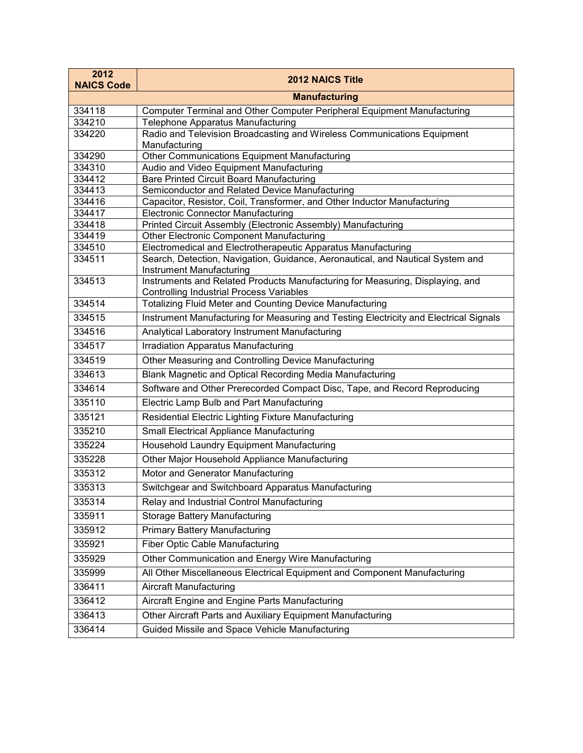| 2012 NAICS Code | 2012 NAICS Title |
|---|---|
| | **Manufacturing** |
| 334118 | Computer Terminal and Other Computer Peripheral Equipment Manufacturing |
| 334210 | Telephone Apparatus Manufacturing |
| 334220 | Radio and Television Broadcasting and Wireless Communications Equipment Manufacturing |
| 334290 | Other Communications Equipment Manufacturing |
| 334310 | Audio and Video Equipment Manufacturing |
| 334412 | Bare Printed Circuit Board Manufacturing |
| 334413 | Semiconductor and Related Device Manufacturing |
| 334416 | Capacitor, Resistor, Coil, Transformer, and Other Inductor Manufacturing |
| 334417 | Electronic Connector Manufacturing |
| 334418 | Printed Circuit Assembly (Electronic Assembly) Manufacturing |
| 334419 | Other Electronic Component Manufacturing |
| 334510 | Electromedical and Electrotherapeutic Apparatus Manufacturing |
| 334511 | Search, Detection, Navigation, Guidance, Aeronautical, and Nautical System and Instrument Manufacturing |
| 334513 | Instruments and Related Products Manufacturing for Measuring, Displaying, and Controlling Industrial Process Variables |
| 334514 | Totalizing Fluid Meter and Counting Device Manufacturing |
| 334515 | Instrument Manufacturing for Measuring and Testing Electricity and Electrical Signals |
| 334516 | Analytical Laboratory Instrument Manufacturing |
| 334517 | Irradiation Apparatus Manufacturing |
| 334519 | Other Measuring and Controlling Device Manufacturing |
| 334613 | Blank Magnetic and Optical Recording Media Manufacturing |
| 334614 | Software and Other Prerecorded Compact Disc, Tape, and Record Reproducing |
| 335110 | Electric Lamp Bulb and Part Manufacturing |
| 335121 | Residential Electric Lighting Fixture Manufacturing |
| 335210 | Small Electrical Appliance Manufacturing |
| 335224 | Household Laundry Equipment Manufacturing |
| 335228 | Other Major Household Appliance Manufacturing |
| 335312 | Motor and Generator Manufacturing |
| 335313 | Switchgear and Switchboard Apparatus Manufacturing |
| 335314 | Relay and Industrial Control Manufacturing |
| 335911 | Storage Battery Manufacturing |
| 335912 | Primary Battery Manufacturing |
| 335921 | Fiber Optic Cable Manufacturing |
| 335929 | Other Communication and Energy Wire Manufacturing |
| 335999 | All Other Miscellaneous Electrical Equipment and Component Manufacturing |
| 336411 | Aircraft Manufacturing |
| 336412 | Aircraft Engine and Engine Parts Manufacturing |
| 336413 | Other Aircraft Parts and Auxiliary Equipment Manufacturing |
| 336414 | Guided Missile and Space Vehicle Manufacturing |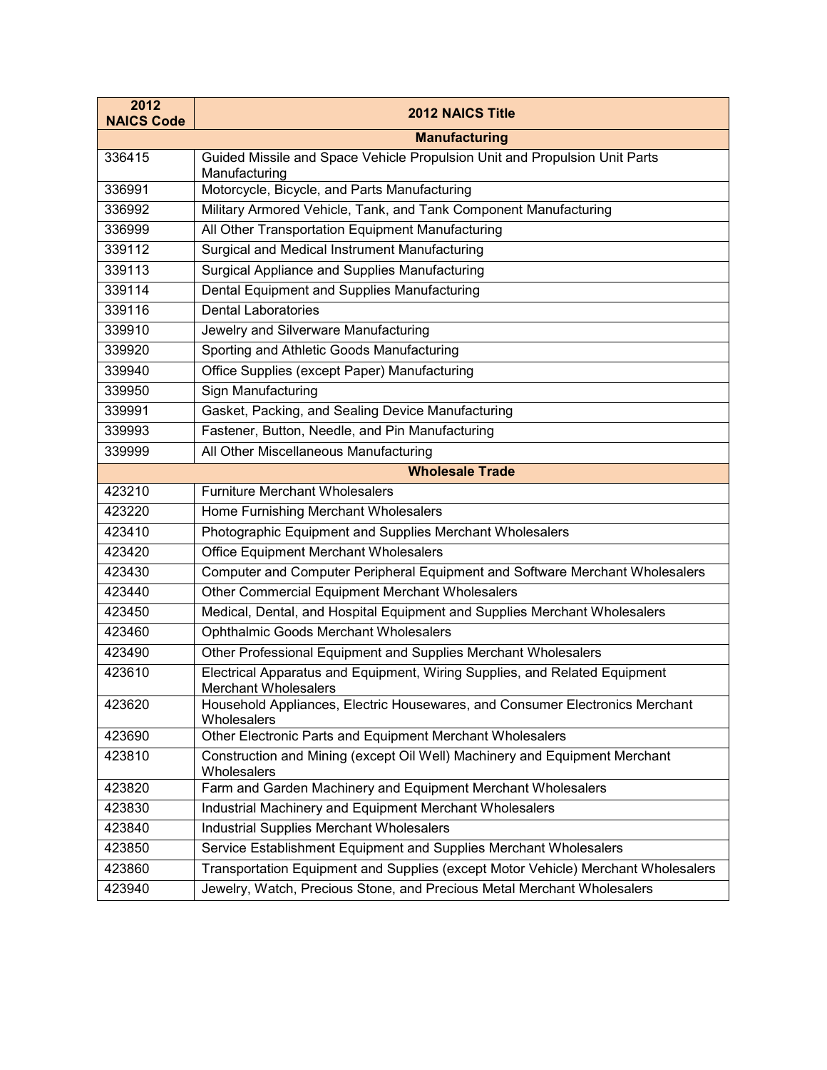| 2012 NAICS Code | 2012 NAICS Title |
| --- | --- |
| | **Manufacturing** |
| 336415 | Guided Missile and Space Vehicle Propulsion Unit and Propulsion Unit Parts Manufacturing |
| 336991 | Motorcycle, Bicycle, and Parts Manufacturing |
| 336992 | Military Armored Vehicle, Tank, and Tank Component Manufacturing |
| 336999 | All Other Transportation Equipment Manufacturing |
| 339112 | Surgical and Medical Instrument Manufacturing |
| 339113 | Surgical Appliance and Supplies Manufacturing |
| 339114 | Dental Equipment and Supplies Manufacturing |
| 339116 | Dental Laboratories |
| 339910 | Jewelry and Silverware Manufacturing |
| 339920 | Sporting and Athletic Goods Manufacturing |
| 339940 | Office Supplies (except Paper) Manufacturing |
| 339950 | Sign Manufacturing |
| 339991 | Gasket, Packing, and Sealing Device Manufacturing |
| 339993 | Fastener, Button, Needle, and Pin Manufacturing |
| 339999 | All Other Miscellaneous Manufacturing |
| | **Wholesale Trade** |
| 423210 | Furniture Merchant Wholesalers |
| 423220 | Home Furnishing Merchant Wholesalers |
| 423410 | Photographic Equipment and Supplies Merchant Wholesalers |
| 423420 | Office Equipment Merchant Wholesalers |
| 423430 | Computer and Computer Peripheral Equipment and Software Merchant Wholesalers |
| 423440 | Other Commercial Equipment Merchant Wholesalers |
| 423450 | Medical, Dental, and Hospital Equipment and Supplies Merchant Wholesalers |
| 423460 | Ophthalmic Goods Merchant Wholesalers |
| 423490 | Other Professional Equipment and Supplies Merchant Wholesalers |
| 423610 | Electrical Apparatus and Equipment, Wiring Supplies, and Related Equipment Merchant Wholesalers |
| 423620 | Household Appliances, Electric Housewares, and Consumer Electronics Merchant Wholesalers |
| 423690 | Other Electronic Parts and Equipment Merchant Wholesalers |
| 423810 | Construction and Mining (except Oil Well) Machinery and Equipment Merchant Wholesalers |
| 423820 | Farm and Garden Machinery and Equipment Merchant Wholesalers |
| 423830 | Industrial Machinery and Equipment Merchant Wholesalers |
| 423840 | Industrial Supplies Merchant Wholesalers |
| 423850 | Service Establishment Equipment and Supplies Merchant Wholesalers |
| 423860 | Transportation Equipment and Supplies (except Motor Vehicle) Merchant Wholesalers |
| 423940 | Jewelry, Watch, Precious Stone, and Precious Metal Merchant Wholesalers |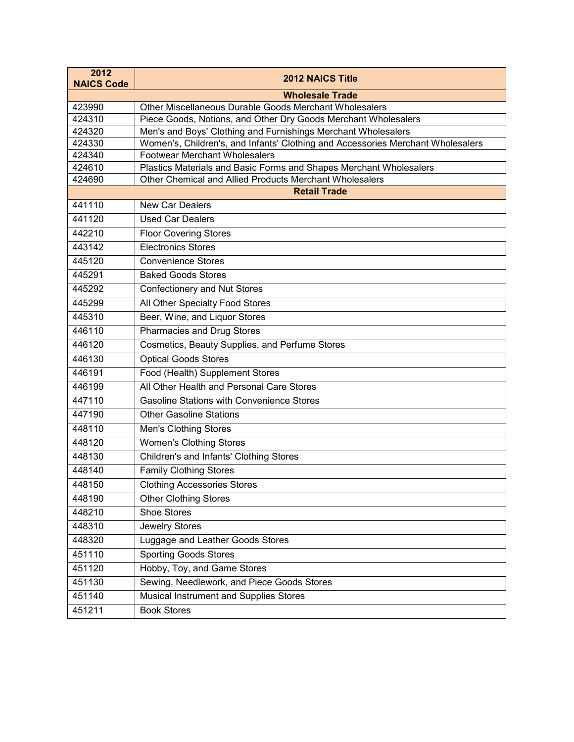| 2012 NAICS Code | 2012 NAICS Title |
|---|---|
| | **Wholesale Trade** |
| 423990 | Other Miscellaneous Durable Goods Merchant Wholesalers |
| 424310 | Piece Goods, Notions, and Other Dry Goods Merchant Wholesalers |
| 424320 | Men's and Boys' Clothing and Furnishings Merchant Wholesalers |
| 424330 | Women's, Children's, and Infants' Clothing and Accessories Merchant Wholesalers |
| 424340 | Footwear Merchant Wholesalers |
| 424610 | Plastics Materials and Basic Forms and Shapes Merchant Wholesalers |
| 424690 | Other Chemical and Allied Products Merchant Wholesalers |
| | **Retail Trade** |
| 441110 | New Car Dealers |
| 441120 | Used Car Dealers |
| 442210 | Floor Covering Stores |
| 443142 | Electronics Stores |
| 445120 | Convenience Stores |
| 445291 | Baked Goods Stores |
| 445292 | Confectionery and Nut Stores |
| 445299 | All Other Specialty Food Stores |
| 445310 | Beer, Wine, and Liquor Stores |
| 446110 | Pharmacies and Drug Stores |
| 446120 | Cosmetics, Beauty Supplies, and Perfume Stores |
| 446130 | Optical Goods Stores |
| 446191 | Food (Health) Supplement Stores |
| 446199 | All Other Health and Personal Care Stores |
| 447110 | Gasoline Stations with Convenience Stores |
| 447190 | Other Gasoline Stations |
| 448110 | Men's Clothing Stores |
| 448120 | Women's Clothing Stores |
| 448130 | Children's and Infants' Clothing Stores |
| 448140 | Family Clothing Stores |
| 448150 | Clothing Accessories Stores |
| 448190 | Other Clothing Stores |
| 448210 | Shoe Stores |
| 448310 | Jewelry Stores |
| 448320 | Luggage and Leather Goods Stores |
| 451110 | Sporting Goods Stores |
| 451120 | Hobby, Toy, and Game Stores |
| 451130 | Sewing, Needlework, and Piece Goods Stores |
| 451140 | Musical Instrument and Supplies Stores |
| 451211 | Book Stores |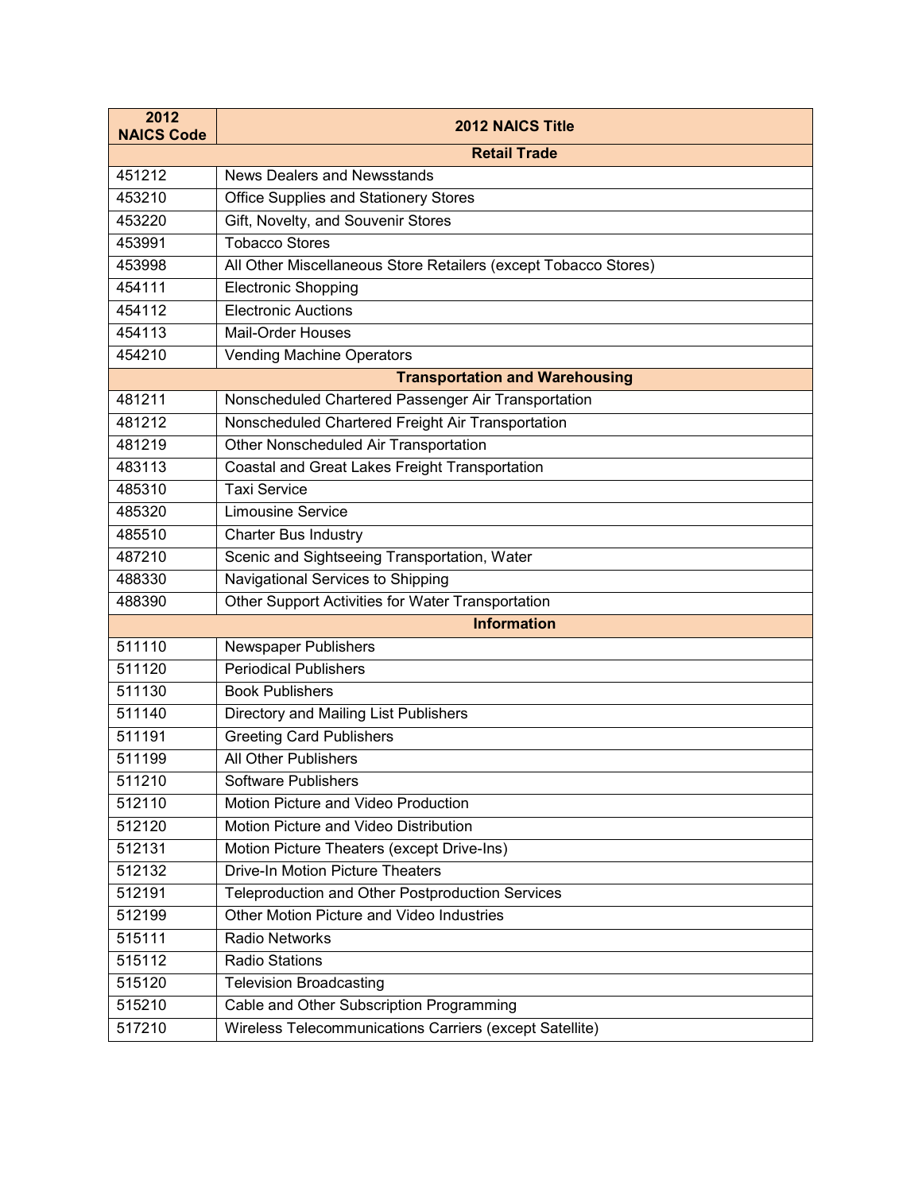| 2012 NAICS Code | 2012 NAICS Title |
|---|---|
| | **Retail Trade** |
| 451212 | News Dealers and Newsstands |
| 453210 | Office Supplies and Stationery Stores |
| 453220 | Gift, Novelty, and Souvenir Stores |
| 453991 | Tobacco Stores |
| 453998 | All Other Miscellaneous Store Retailers (except Tobacco Stores) |
| 454111 | Electronic Shopping |
| 454112 | Electronic Auctions |
| 454113 | Mail-Order Houses |
| 454210 | Vending Machine Operators |
| | **Transportation and Warehousing** |
| 481211 | Nonscheduled Chartered Passenger Air Transportation |
| 481212 | Nonscheduled Chartered Freight Air Transportation |
| 481219 | Other Nonscheduled Air Transportation |
| 483113 | Coastal and Great Lakes Freight Transportation |
| 485310 | Taxi Service |
| 485320 | Limousine Service |
| 485510 | Charter Bus Industry |
| 487210 | Scenic and Sightseeing Transportation, Water |
| 488330 | Navigational Services to Shipping |
| 488390 | Other Support Activities for Water Transportation |
| | **Information** |
| 511110 | Newspaper Publishers |
| 511120 | Periodical Publishers |
| 511130 | Book Publishers |
| 511140 | Directory and Mailing List Publishers |
| 511191 | Greeting Card Publishers |
| 511199 | All Other Publishers |
| 511210 | Software Publishers |
| 512110 | Motion Picture and Video Production |
| 512120 | Motion Picture and Video Distribution |
| 512131 | Motion Picture Theaters (except Drive-Ins) |
| 512132 | Drive-In Motion Picture Theaters |
| 512191 | Teleproduction and Other Postproduction Services |
| 512199 | Other Motion Picture and Video Industries |
| 515111 | Radio Networks |
| 515112 | Radio Stations |
| 515120 | Television Broadcasting |
| 515210 | Cable and Other Subscription Programming |
| 517210 | Wireless Telecommunications Carriers (except Satellite) |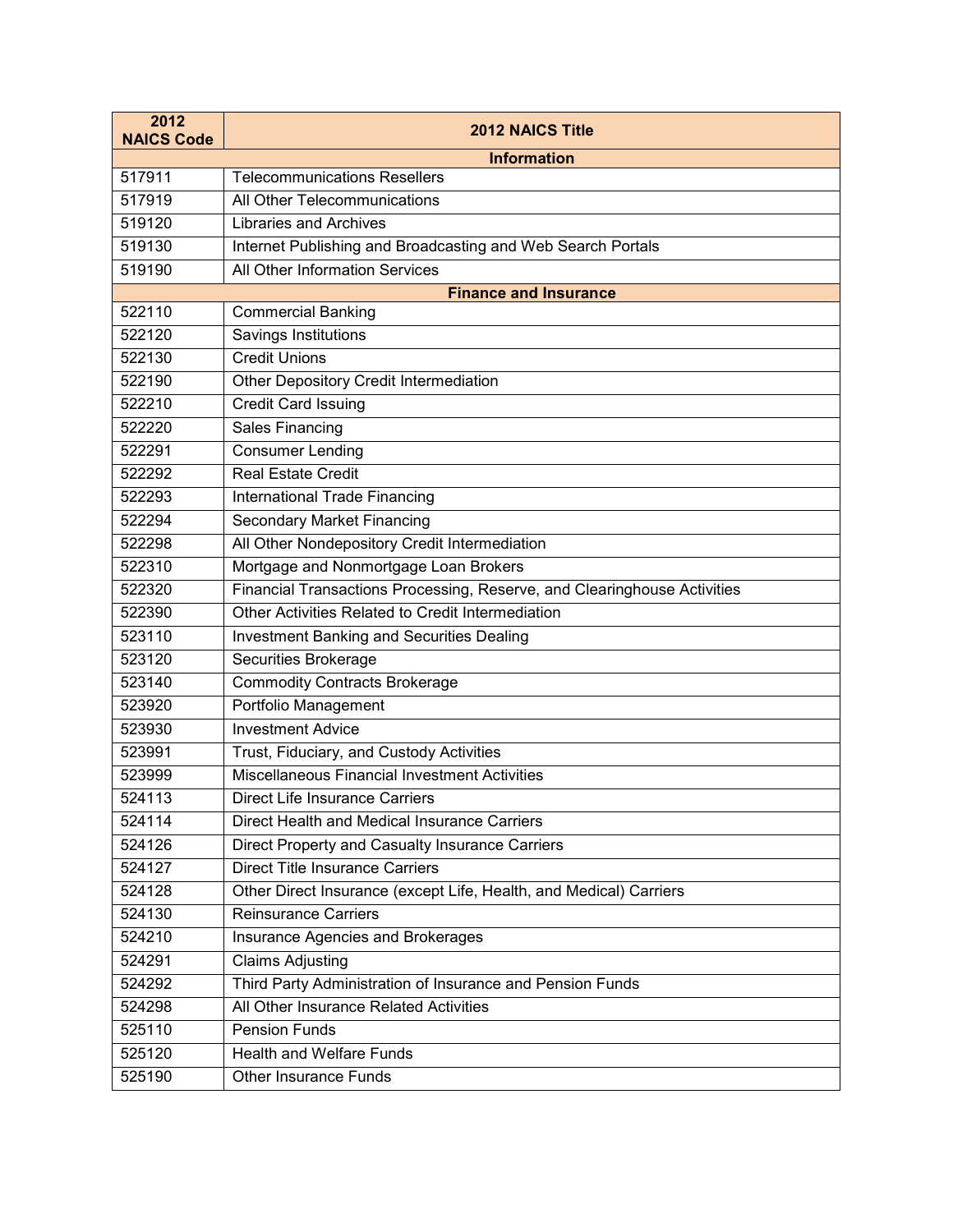| 2012 NAICS Code | 2012 NAICS Title |
|---|---|
| | **Information** |
| 517911 | Telecommunications Resellers |
| 517919 | All Other Telecommunications |
| 519120 | Libraries and Archives |
| 519130 | Internet Publishing and Broadcasting and Web Search Portals |
| 519190 | All Other Information Services |
| | **Finance and Insurance** |
| 522110 | Commercial Banking |
| 522120 | Savings Institutions |
| 522130 | Credit Unions |
| 522190 | Other Depository Credit Intermediation |
| 522210 | Credit Card Issuing |
| 522220 | Sales Financing |
| 522291 | Consumer Lending |
| 522292 | Real Estate Credit |
| 522293 | International Trade Financing |
| 522294 | Secondary Market Financing |
| 522298 | All Other Nondepository Credit Intermediation |
| 522310 | Mortgage and Nonmortgage Loan Brokers |
| 522320 | Financial Transactions Processing, Reserve, and Clearinghouse Activities |
| 522390 | Other Activities Related to Credit Intermediation |
| 523110 | Investment Banking and Securities Dealing |
| 523120 | Securities Brokerage |
| 523140 | Commodity Contracts Brokerage |
| 523920 | Portfolio Management |
| 523930 | Investment Advice |
| 523991 | Trust, Fiduciary, and Custody Activities |
| 523999 | Miscellaneous Financial Investment Activities |
| 524113 | Direct Life Insurance Carriers |
| 524114 | Direct Health and Medical Insurance Carriers |
| 524126 | Direct Property and Casualty Insurance Carriers |
| 524127 | Direct Title Insurance Carriers |
| 524128 | Other Direct Insurance (except Life, Health, and Medical) Carriers |
| 524130 | Reinsurance Carriers |
| 524210 | Insurance Agencies and Brokerages |
| 524291 | Claims Adjusting |
| 524292 | Third Party Administration of Insurance and Pension Funds |
| 524298 | All Other Insurance Related Activities |
| 525110 | Pension Funds |
| 525120 | Health and Welfare Funds |
| 525190 | Other Insurance Funds |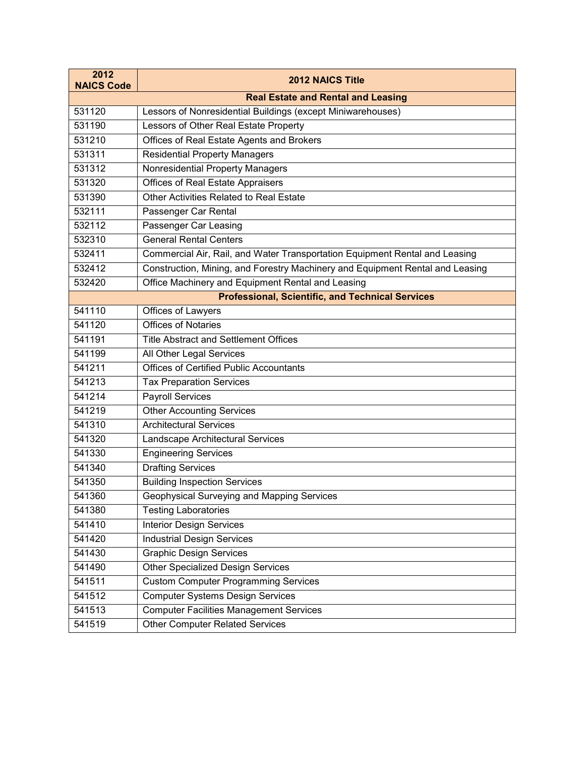| 2012 NAICS Code | 2012 NAICS Title |
|---|---|
| | **Real Estate and Rental and Leasing** |
| 531120 | Lessors of Nonresidential Buildings (except Miniwarehouses) |
| 531190 | Lessors of Other Real Estate Property |
| 531210 | Offices of Real Estate Agents and Brokers |
| 531311 | Residential Property Managers |
| 531312 | Nonresidential Property Managers |
| 531320 | Offices of Real Estate Appraisers |
| 531390 | Other Activities Related to Real Estate |
| 532111 | Passenger Car Rental |
| 532112 | Passenger Car Leasing |
| 532310 | General Rental Centers |
| 532411 | Commercial Air, Rail, and Water Transportation Equipment Rental and Leasing |
| 532412 | Construction, Mining, and Forestry Machinery and Equipment Rental and Leasing |
| 532420 | Office Machinery and Equipment Rental and Leasing |
| | **Professional, Scientific, and Technical Services** |
| 541110 | Offices of Lawyers |
| 541120 | Offices of Notaries |
| 541191 | Title Abstract and Settlement Offices |
| 541199 | All Other Legal Services |
| 541211 | Offices of Certified Public Accountants |
| 541213 | Tax Preparation Services |
| 541214 | Payroll Services |
| 541219 | Other Accounting Services |
| 541310 | Architectural Services |
| 541320 | Landscape Architectural Services |
| 541330 | Engineering Services |
| 541340 | Drafting Services |
| 541350 | Building Inspection Services |
| 541360 | Geophysical Surveying and Mapping Services |
| 541380 | Testing Laboratories |
| 541410 | Interior Design Services |
| 541420 | Industrial Design Services |
| 541430 | Graphic Design Services |
| 541490 | Other Specialized Design Services |
| 541511 | Custom Computer Programming Services |
| 541512 | Computer Systems Design Services |
| 541513 | Computer Facilities Management Services |
| 541519 | Other Computer Related Services |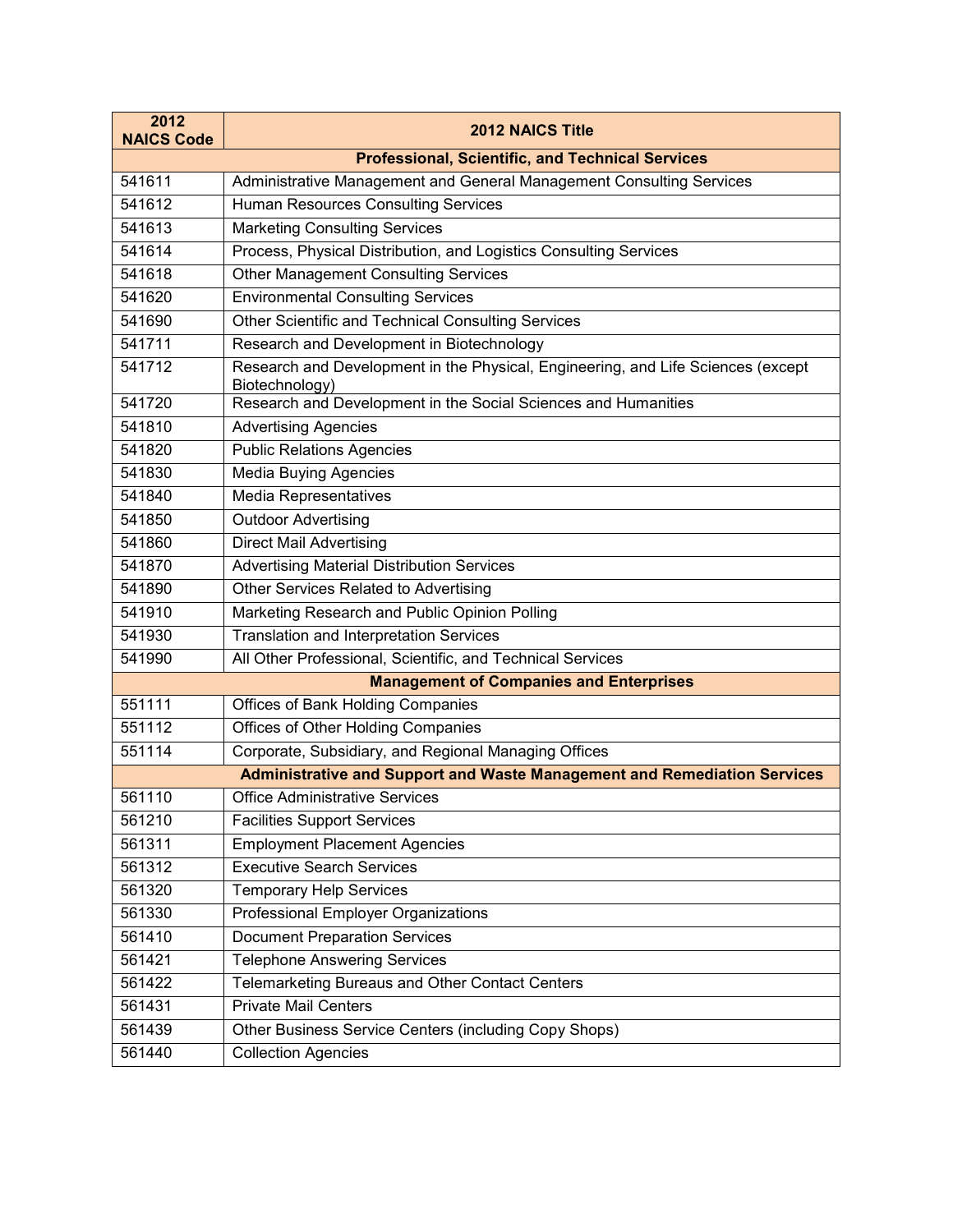| 2012 NAICS Code | 2012 NAICS Title |
|---|---|
| | **Professional, Scientific, and Technical Services** |
| 541611 | Administrative Management and General Management Consulting Services |
| 541612 | Human Resources Consulting Services |
| 541613 | Marketing Consulting Services |
| 541614 | Process, Physical Distribution, and Logistics Consulting Services |
| 541618 | Other Management Consulting Services |
| 541620 | Environmental Consulting Services |
| 541690 | Other Scientific and Technical Consulting Services |
| 541711 | Research and Development in Biotechnology |
| 541712 | Research and Development in the Physical, Engineering, and Life Sciences (except Biotechnology) |
| 541720 | Research and Development in the Social Sciences and Humanities |
| 541810 | Advertising Agencies |
| 541820 | Public Relations Agencies |
| 541830 | Media Buying Agencies |
| 541840 | Media Representatives |
| 541850 | Outdoor Advertising |
| 541860 | Direct Mail Advertising |
| 541870 | Advertising Material Distribution Services |
| 541890 | Other Services Related to Advertising |
| 541910 | Marketing Research and Public Opinion Polling |
| 541930 | Translation and Interpretation Services |
| 541990 | All Other Professional, Scientific, and Technical Services |
| | **Management of Companies and Enterprises** |
| 551111 | Offices of Bank Holding Companies |
| 551112 | Offices of Other Holding Companies |
| 551114 | Corporate, Subsidiary, and Regional Managing Offices |
| | **Administrative and Support and Waste Management and Remediation Services** |
| 561110 | Office Administrative Services |
| 561210 | Facilities Support Services |
| 561311 | Employment Placement Agencies |
| 561312 | Executive Search Services |
| 561320 | Temporary Help Services |
| 561330 | Professional Employer Organizations |
| 561410 | Document Preparation Services |
| 561421 | Telephone Answering Services |
| 561422 | Telemarketing Bureaus and Other Contact Centers |
| 561431 | Private Mail Centers |
| 561439 | Other Business Service Centers (including Copy Shops) |
| 561440 | Collection Agencies |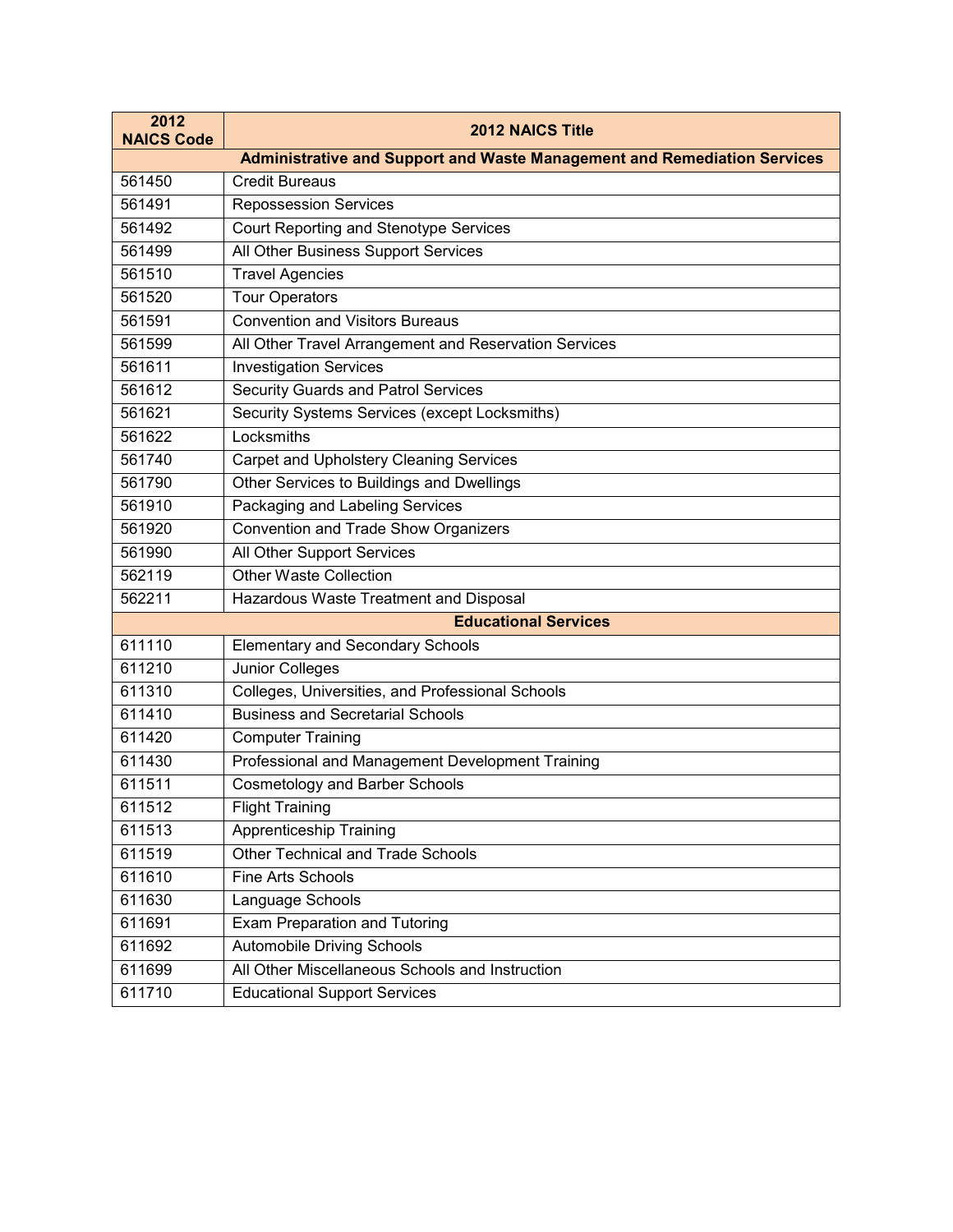| 2012 NAICS Code | 2012 NAICS Title |
| --- | --- |
| | **Administrative and Support and Waste Management and Remediation Services** |
| 561450 | Credit Bureaus |
| 561491 | Repossession Services |
| 561492 | Court Reporting and Stenotype Services |
| 561499 | All Other Business Support Services |
| 561510 | Travel Agencies |
| 561520 | Tour Operators |
| 561591 | Convention and Visitors Bureaus |
| 561599 | All Other Travel Arrangement and Reservation Services |
| 561611 | Investigation Services |
| 561612 | Security Guards and Patrol Services |
| 561621 | Security Systems Services (except Locksmiths) |
| 561622 | Locksmiths |
| 561740 | Carpet and Upholstery Cleaning Services |
| 561790 | Other Services to Buildings and Dwellings |
| 561910 | Packaging and Labeling Services |
| 561920 | Convention and Trade Show Organizers |
| 561990 | All Other Support Services |
| 562119 | Other Waste Collection |
| 562211 | Hazardous Waste Treatment and Disposal |
| | **Educational Services** |
| 611110 | Elementary and Secondary Schools |
| 611210 | Junior Colleges |
| 611310 | Colleges, Universities, and Professional Schools |
| 611410 | Business and Secretarial Schools |
| 611420 | Computer Training |
| 611430 | Professional and Management Development Training |
| 611511 | Cosmetology and Barber Schools |
| 611512 | Flight Training |
| 611513 | Apprenticeship Training |
| 611519 | Other Technical and Trade Schools |
| 611610 | Fine Arts Schools |
| 611630 | Language Schools |
| 611691 | Exam Preparation and Tutoring |
| 611692 | Automobile Driving Schools |
| 611699 | All Other Miscellaneous Schools and Instruction |
| 611710 | Educational Support Services |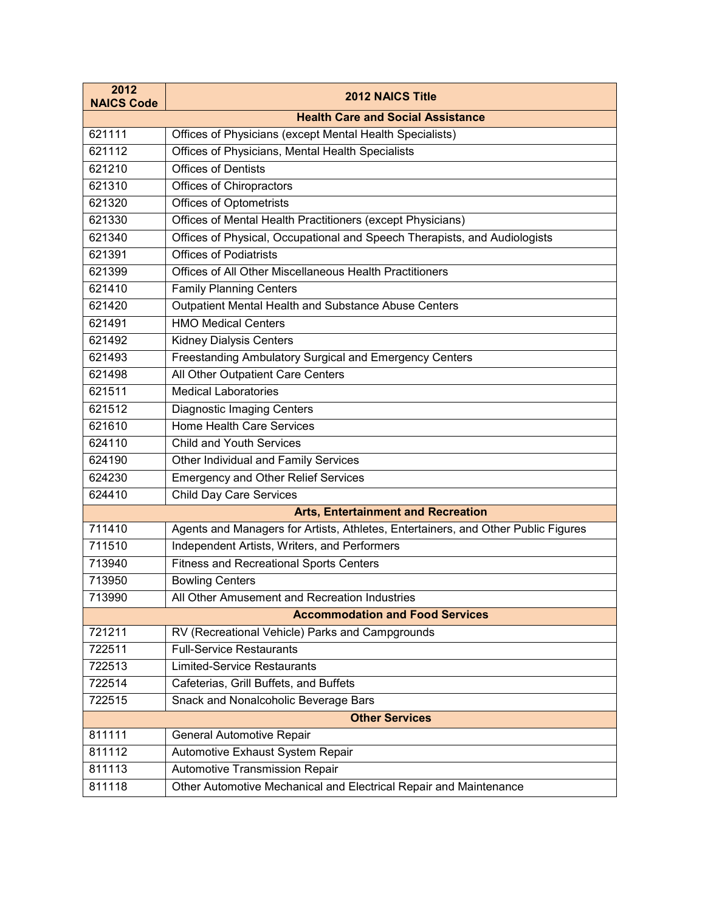| 2012 NAICS Code | 2012 NAICS Title |
|---|---|
| | **Health Care and Social Assistance** |
| 621111 | Offices of Physicians (except Mental Health Specialists) |
| 621112 | Offices of Physicians, Mental Health Specialists |
| 621210 | Offices of Dentists |
| 621310 | Offices of Chiropractors |
| 621320 | Offices of Optometrists |
| 621330 | Offices of Mental Health Practitioners (except Physicians) |
| 621340 | Offices of Physical, Occupational and Speech Therapists, and Audiologists |
| 621391 | Offices of Podiatrists |
| 621399 | Offices of All Other Miscellaneous Health Practitioners |
| 621410 | Family Planning Centers |
| 621420 | Outpatient Mental Health and Substance Abuse Centers |
| 621491 | HMO Medical Centers |
| 621492 | Kidney Dialysis Centers |
| 621493 | Freestanding Ambulatory Surgical and Emergency Centers |
| 621498 | All Other Outpatient Care Centers |
| 621511 | Medical Laboratories |
| 621512 | Diagnostic Imaging Centers |
| 621610 | Home Health Care Services |
| 624110 | Child and Youth Services |
| 624190 | Other Individual and Family Services |
| 624230 | Emergency and Other Relief Services |
| 624410 | Child Day Care Services |
| | **Arts, Entertainment and Recreation** |
| 711410 | Agents and Managers for Artists, Athletes, Entertainers, and Other Public Figures |
| 711510 | Independent Artists, Writers, and Performers |
| 713940 | Fitness and Recreational Sports Centers |
| 713950 | Bowling Centers |
| 713990 | All Other Amusement and Recreation Industries |
| | **Accommodation and Food Services** |
| 721211 | RV (Recreational Vehicle) Parks and Campgrounds |
| 722511 | Full-Service Restaurants |
| 722513 | Limited-Service Restaurants |
| 722514 | Cafeterias, Grill Buffets, and Buffets |
| 722515 | Snack and Nonalcoholic Beverage Bars |
| | **Other Services** |
| 811111 | General Automotive Repair |
| 811112 | Automotive Exhaust System Repair |
| 811113 | Automotive Transmission Repair |
| 811118 | Other Automotive Mechanical and Electrical Repair and Maintenance |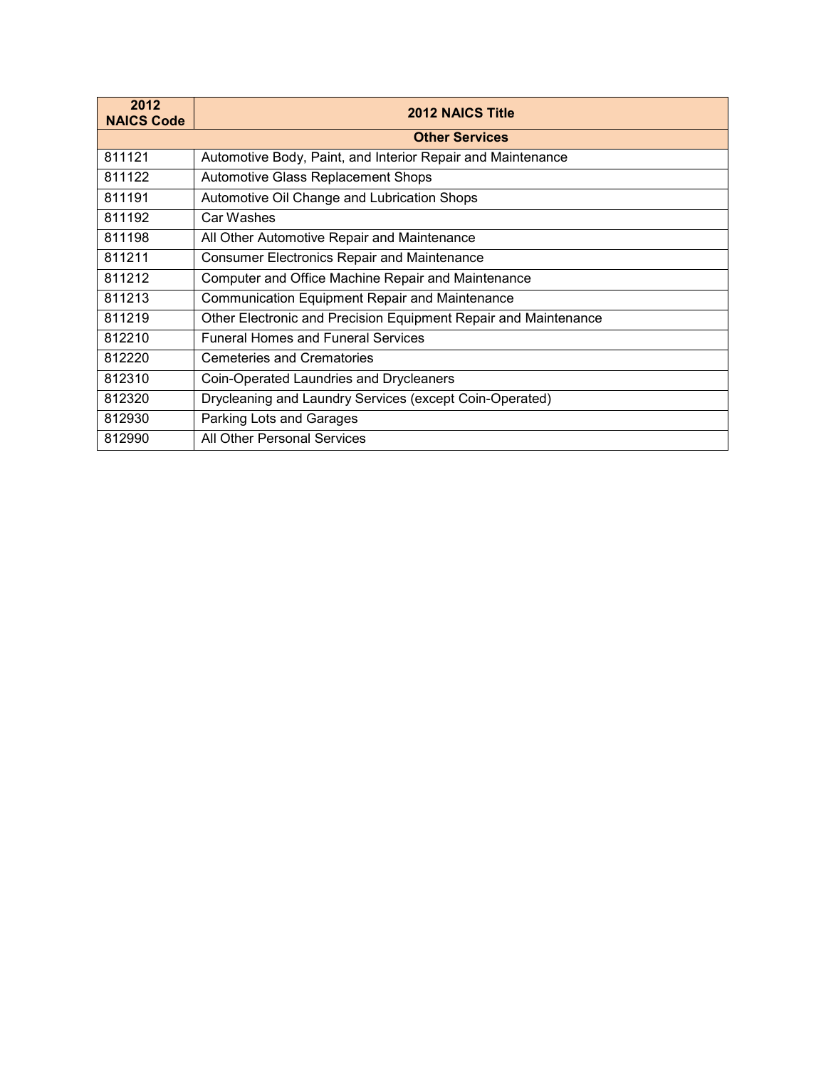| 2012 NAICS Code | 2012 NAICS Title |
|---|---|
| | **Other Services** |
| 811121 | Automotive Body, Paint, and Interior Repair and Maintenance |
| 811122 | Automotive Glass Replacement Shops |
| 811191 | Automotive Oil Change and Lubrication Shops |
| 811192 | Car Washes |
| 811198 | All Other Automotive Repair and Maintenance |
| 811211 | Consumer Electronics Repair and Maintenance |
| 811212 | Computer and Office Machine Repair and Maintenance |
| 811213 | Communication Equipment Repair and Maintenance |
| 811219 | Other Electronic and Precision Equipment Repair and Maintenance |
| 812210 | Funeral Homes and Funeral Services |
| 812220 | Cemeteries and Crematories |
| 812310 | Coin-Operated Laundries and Drycleaners |
| 812320 | Drycleaning and Laundry Services (except Coin-Operated) |
| 812930 | Parking Lots and Garages |
| 812990 | All Other Personal Services |